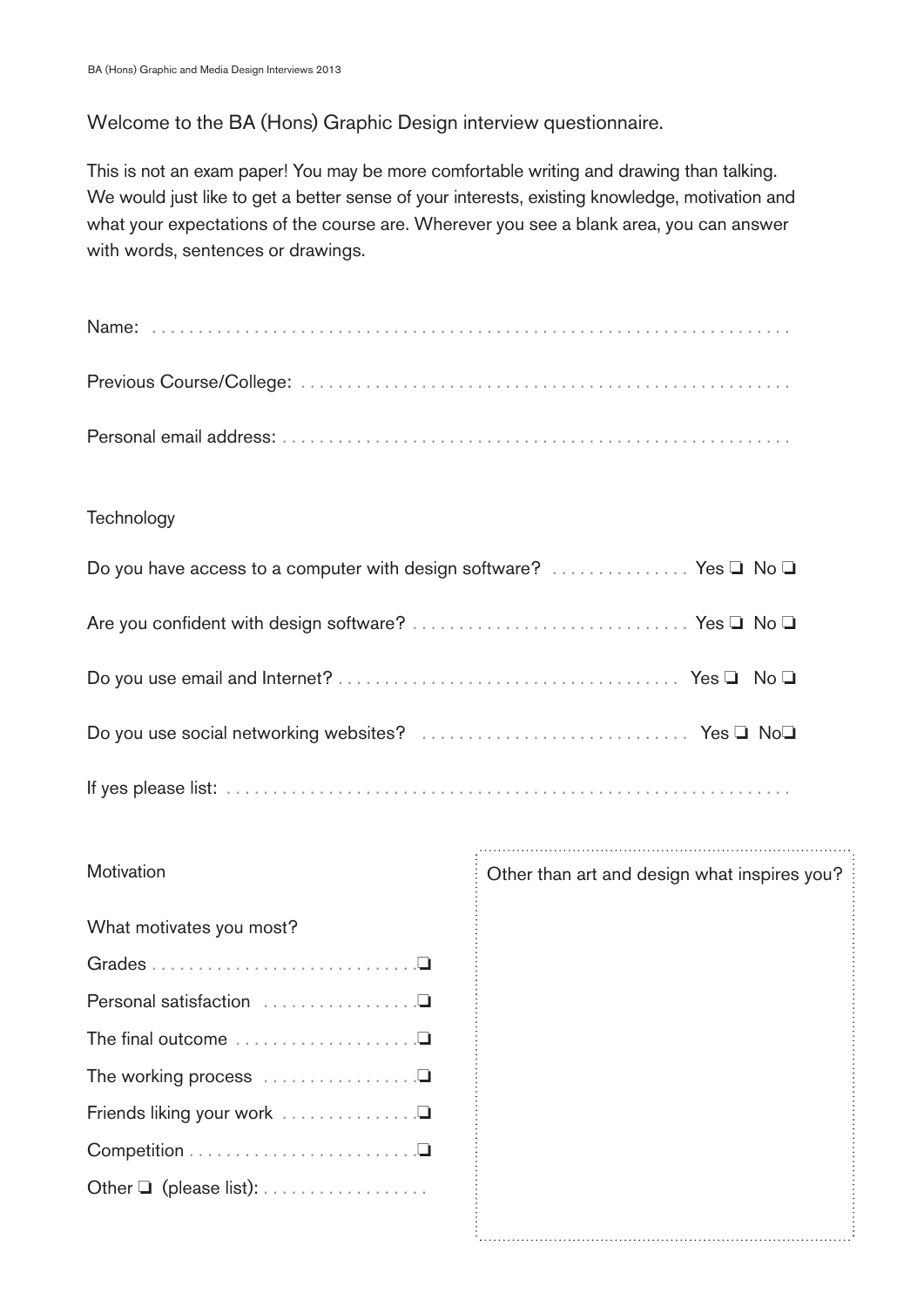Welcome to the BA (Hons) Graphic Design interview questionnaire.

This is not an exam paper! You may be more comfortable writing and drawing than talking. We would just like to get a better sense of your interests, existing knowledge, motivation and what your expectations of the course are. Wherever you see a blank area, you can answer with words, sentences or drawings.

Name: ..................................................................

Previous Course/College: ..................................................................

Personal email address: ..................................................................

## Technology

Do you have access to a computer with design software? ............... Yes ❑ No ❑

Are you confident with design software? .............................. Yes ❑ No ❑

Do you use email and Internet? ...................................... Yes ❑ No ❑

Do you use social networking websites? .............................. Yes ❑ No ❑

If yes please list: ..................................................................

## Motivation

What motivates you most?

- Grades ............................ ❑
- Personal satisfaction ................ ❑
- The final outcome ................... ❑
- The working process ................. ❑
- Friends liking your work ............. ❑
- Competition ........................ ❑
- Other ❑ (please list): ..................

Other than art and design what inspires you?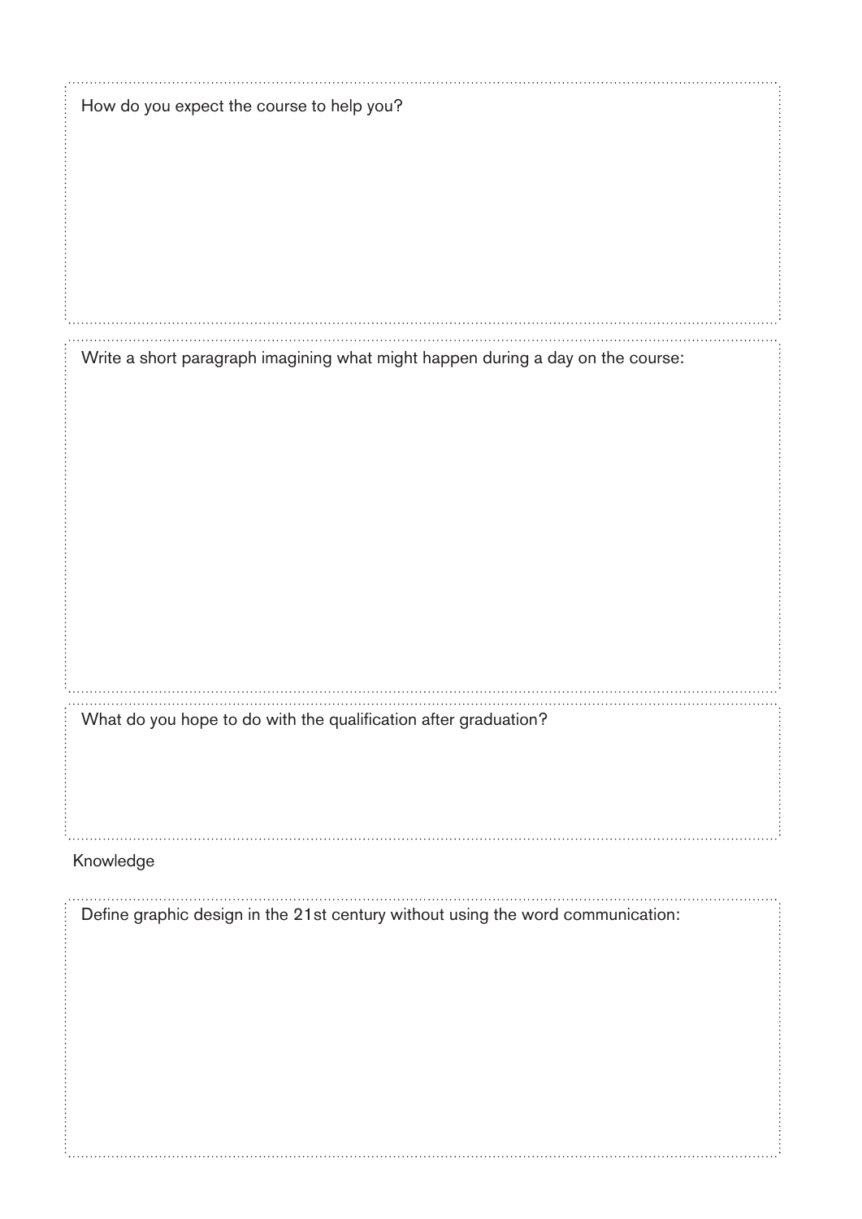How do you expect the course to help you?

Write a short paragraph imagining what might happen during a day on the course:

What do you hope to do with the qualification after graduation?

Knowledge

Define graphic design in the 21st century without using the word communication: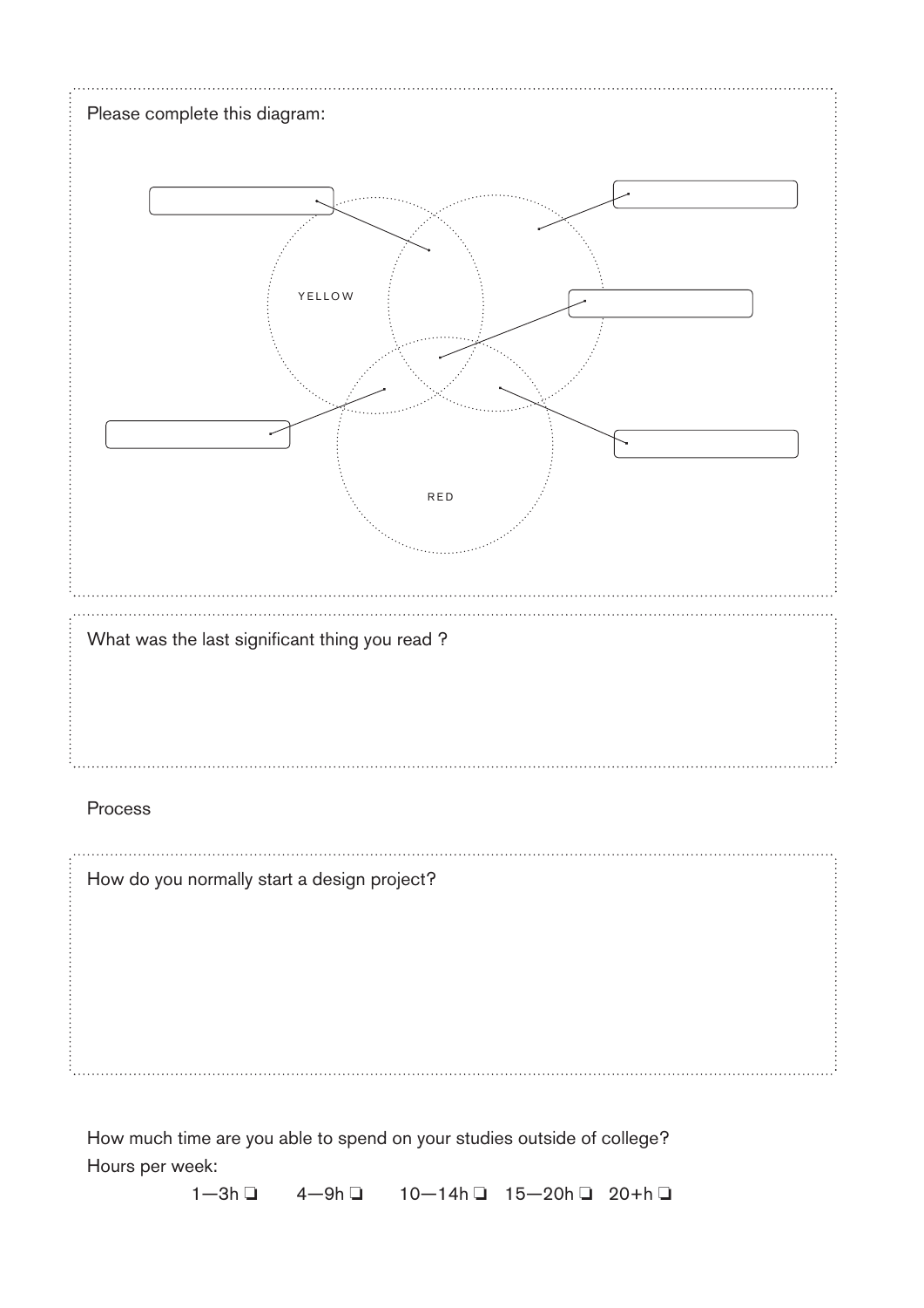Please complete this diagram:

YELLOW

RED

What was the last significant thing you read ?

Process

How do you normally start a design project?

How much time are you able to spend on your studies outside of college?

Hours per week:

1—3h ❑ 4—9h ❑ 10—14h ❑ 15—20h ❑ 20+h ❑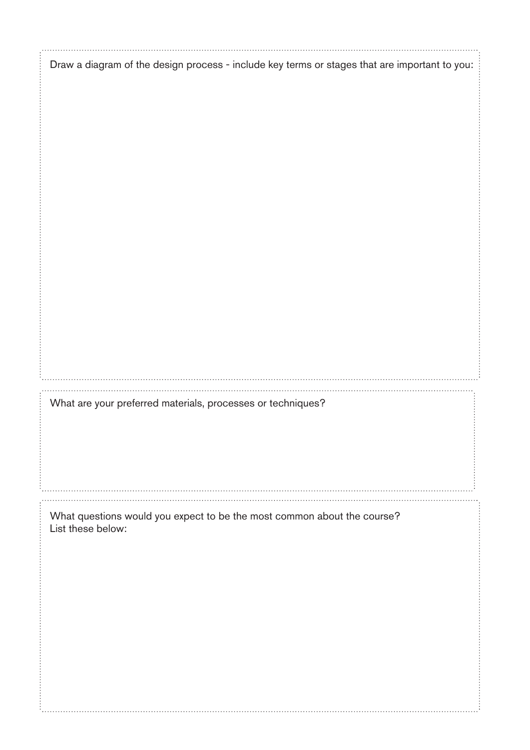Draw a diagram of the design process - include key terms or stages that are important to you:

What are your preferred materials, processes or techniques?

What questions would you expect to be the most common about the course?
List these below: